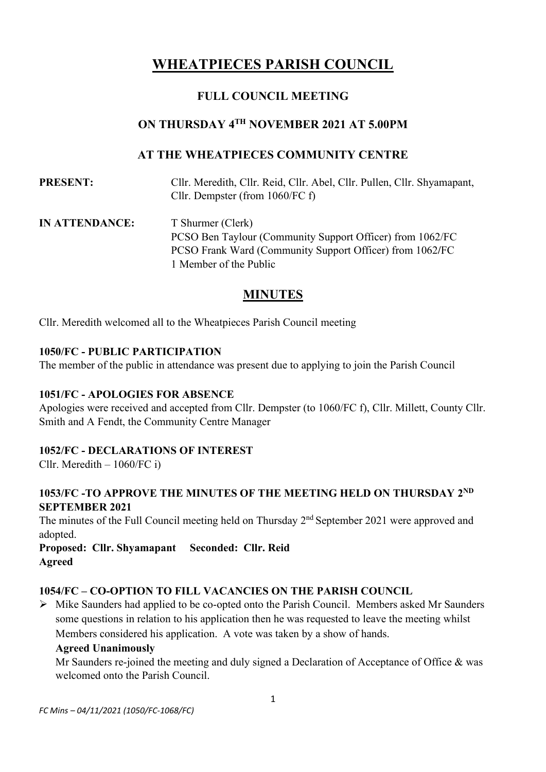# WHEATPIECES PARISH COUNCIL

## FULL COUNCIL MEETING

## ON THURSDAY 4TH NOVEMBER 2021 AT 5.00PM

## AT THE WHEATPIECES COMMUNITY CENTRE

| | |
|---|---|
| **PRESENT:** | Cllr. Meredith, Cllr. Reid, Cllr. Abel, Cllr. Pullen, Cllr. Shyamapant, Cllr. Dempster (from 1060/FC f) |
| **IN ATTENDANCE:** | T Shurmer (Clerk)<br>PCSO Ben Taylour (Community Support Officer) from 1062/FC<br>PCSO Frank Ward (Community Support Officer) from 1062/FC<br>1 Member of the Public |

## MINUTES

Cllr. Meredith welcomed all to the Wheatpieces Parish Council meeting

### 1050/FC - PUBLIC PARTICIPATION

The member of the public in attendance was present due to applying to join the Parish Council

### 1051/FC - APOLOGIES FOR ABSENCE

Apologies were received and accepted from Cllr. Dempster (to 1060/FC f), Cllr. Millett, County Cllr. Smith and A Fendt, the Community Centre Manager

### 1052/FC - DECLARATIONS OF INTEREST

Cllr. Meredith – 1060/FC i)

### 1053/FC -TO APPROVE THE MINUTES OF THE MEETING HELD ON THURSDAY 2ND SEPTEMBER 2021

The minutes of the Full Council meeting held on Thursday 2nd September 2021 were approved and adopted.

**Proposed: Cllr. Shyamapant Seconded: Cllr. Reid**
**Agreed**

### 1054/FC – CO-OPTION TO FILL VACANCIES ON THE PARISH COUNCIL

- Mike Saunders had applied to be co-opted onto the Parish Council. Members asked Mr Saunders some questions in relation to his application then he was requested to leave the meeting whilst Members considered his application. A vote was taken by a show of hands.

  **Agreed Unanimously**

  Mr Saunders re-joined the meeting and duly signed a Declaration of Acceptance of Office & was welcomed onto the Parish Council.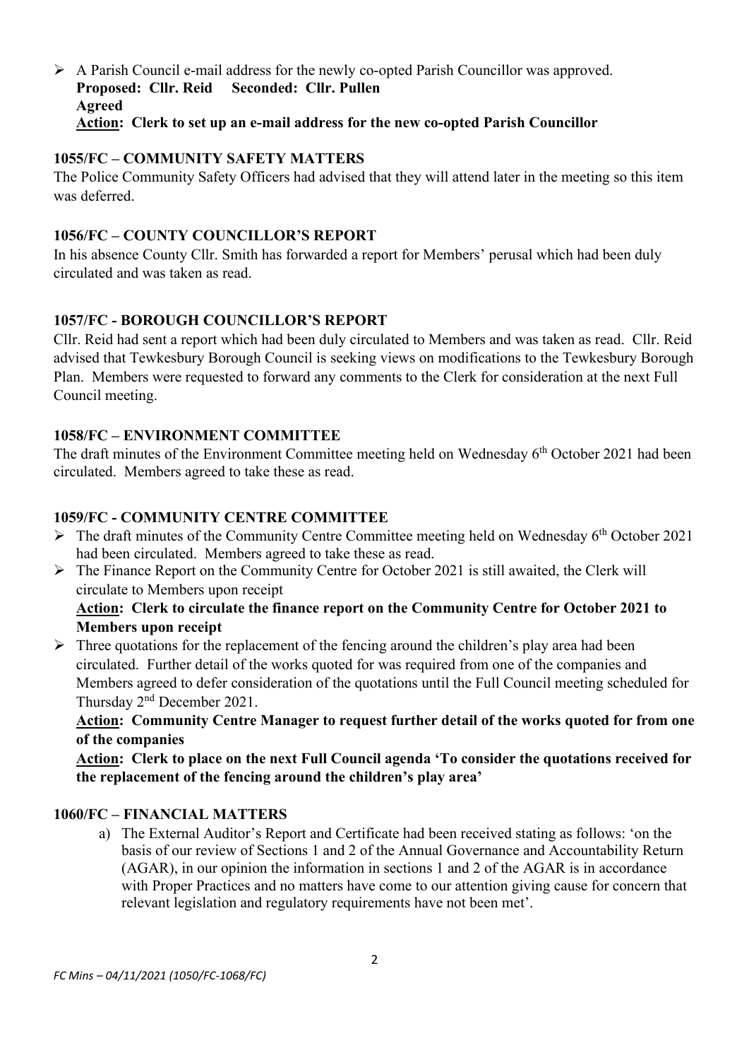- A Parish Council e-mail address for the newly co-opted Parish Councillor was approved.
  **Proposed: Cllr. Reid Seconded: Cllr. Pullen**
  **Agreed**
  **Action: Clerk to set up an e-mail address for the new co-opted Parish Councillor**

### 1055/FC – COMMUNITY SAFETY MATTERS

The Police Community Safety Officers had advised that they will attend later in the meeting so this item was deferred.

### 1056/FC – COUNTY COUNCILLOR'S REPORT

In his absence County Cllr. Smith has forwarded a report for Members' perusal which had been duly circulated and was taken as read.

### 1057/FC - BOROUGH COUNCILLOR'S REPORT

Cllr. Reid had sent a report which had been duly circulated to Members and was taken as read. Cllr. Reid advised that Tewkesbury Borough Council is seeking views on modifications to the Tewkesbury Borough Plan. Members were requested to forward any comments to the Clerk for consideration at the next Full Council meeting.

### 1058/FC – ENVIRONMENT COMMITTEE

The draft minutes of the Environment Committee meeting held on Wednesday 6th October 2021 had been circulated. Members agreed to take these as read.

### 1059/FC - COMMUNITY CENTRE COMMITTEE

- The draft minutes of the Community Centre Committee meeting held on Wednesday 6th October 2021 had been circulated. Members agreed to take these as read.
- The Finance Report on the Community Centre for October 2021 is still awaited, the Clerk will circulate to Members upon receipt
  **Action: Clerk to circulate the finance report on the Community Centre for October 2021 to Members upon receipt**
- Three quotations for the replacement of the fencing around the children's play area had been circulated. Further detail of the works quoted for was required from one of the companies and Members agreed to defer consideration of the quotations until the Full Council meeting scheduled for Thursday 2nd December 2021.
  **Action: Community Centre Manager to request further detail of the works quoted for from one of the companies**
  **Action: Clerk to place on the next Full Council agenda 'To consider the quotations received for the replacement of the fencing around the children's play area'**

### 1060/FC – FINANCIAL MATTERS

a) The External Auditor's Report and Certificate had been received stating as follows: 'on the basis of our review of Sections 1 and 2 of the Annual Governance and Accountability Return (AGAR), in our opinion the information in sections 1 and 2 of the AGAR is in accordance with Proper Practices and no matters have come to our attention giving cause for concern that relevant legislation and regulatory requirements have not been met'.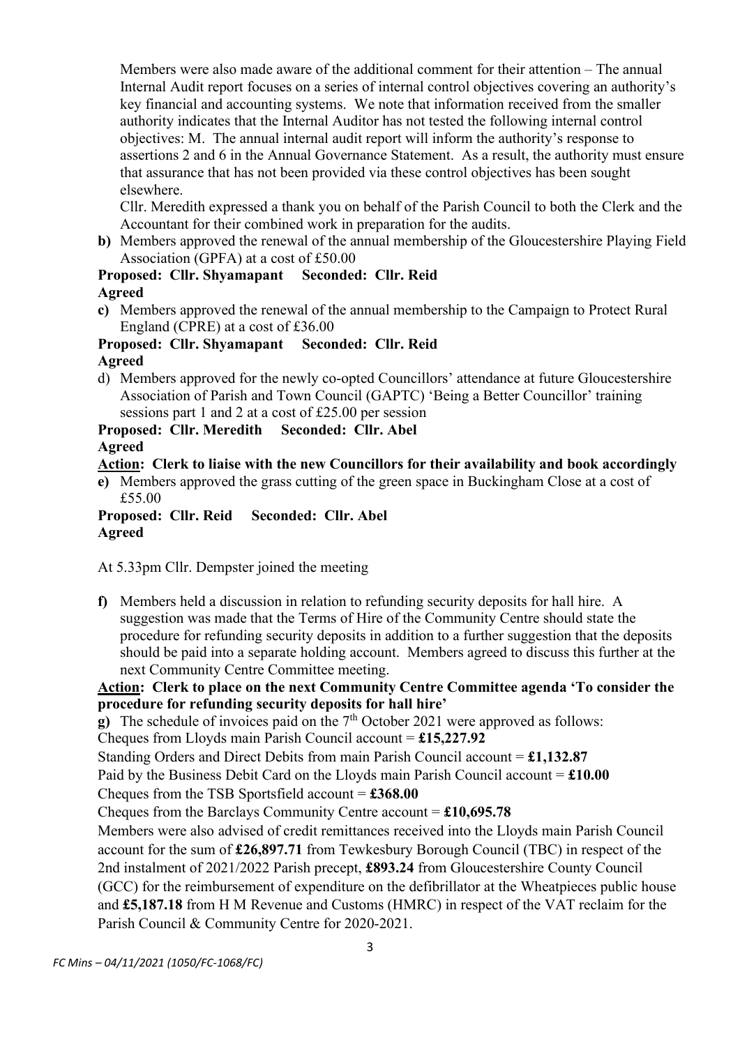Members were also made aware of the additional comment for their attention – The annual Internal Audit report focuses on a series of internal control objectives covering an authority's key financial and accounting systems. We note that information received from the smaller authority indicates that the Internal Auditor has not tested the following internal control objectives: M. The annual internal audit report will inform the authority's response to assertions 2 and 6 in the Annual Governance Statement. As a result, the authority must ensure that assurance that has not been provided via these control objectives has been sought elsewhere.

Cllr. Meredith expressed a thank you on behalf of the Parish Council to both the Clerk and the Accountant for their combined work in preparation for the audits.

**b)** Members approved the renewal of the annual membership of the Gloucestershire Playing Field Association (GPFA) at a cost of £50.00

**Proposed: Cllr. Shyamapant Seconded: Cllr. Reid**
**Agreed**

**c)** Members approved the renewal of the annual membership to the Campaign to Protect Rural England (CPRE) at a cost of £36.00

**Proposed: Cllr. Shyamapant Seconded: Cllr. Reid**
**Agreed**

d) Members approved for the newly co-opted Councillors' attendance at future Gloucestershire Association of Parish and Town Council (GAPTC) 'Being a Better Councillor' training sessions part 1 and 2 at a cost of £25.00 per session

**Proposed: Cllr. Meredith Seconded: Cllr. Abel**
**Agreed**

**Action: Clerk to liaise with the new Councillors for their availability and book accordingly**

**e)** Members approved the grass cutting of the green space in Buckingham Close at a cost of £55.00

**Proposed: Cllr. Reid Seconded: Cllr. Abel**
**Agreed**

At 5.33pm Cllr. Dempster joined the meeting

**f)** Members held a discussion in relation to refunding security deposits for hall hire. A suggestion was made that the Terms of Hire of the Community Centre should state the procedure for refunding security deposits in addition to a further suggestion that the deposits should be paid into a separate holding account. Members agreed to discuss this further at the next Community Centre Committee meeting.

**Action: Clerk to place on the next Community Centre Committee agenda 'To consider the procedure for refunding security deposits for hall hire'**

**g)** The schedule of invoices paid on the 7th October 2021 were approved as follows:

Cheques from Lloyds main Parish Council account = **£15,227.92**

Standing Orders and Direct Debits from main Parish Council account = **£1,132.87**

Paid by the Business Debit Card on the Lloyds main Parish Council account = **£10.00**

Cheques from the TSB Sportsfield account = **£368.00**

Cheques from the Barclays Community Centre account = **£10,695.78**

Members were also advised of credit remittances received into the Lloyds main Parish Council account for the sum of **£26,897.71** from Tewkesbury Borough Council (TBC) in respect of the 2nd instalment of 2021/2022 Parish precept, **£893.24** from Gloucestershire County Council (GCC) for the reimbursement of expenditure on the defibrillator at the Wheatpieces public house and **£5,187.18** from H M Revenue and Customs (HMRC) in respect of the VAT reclaim for the Parish Council & Community Centre for 2020-2021.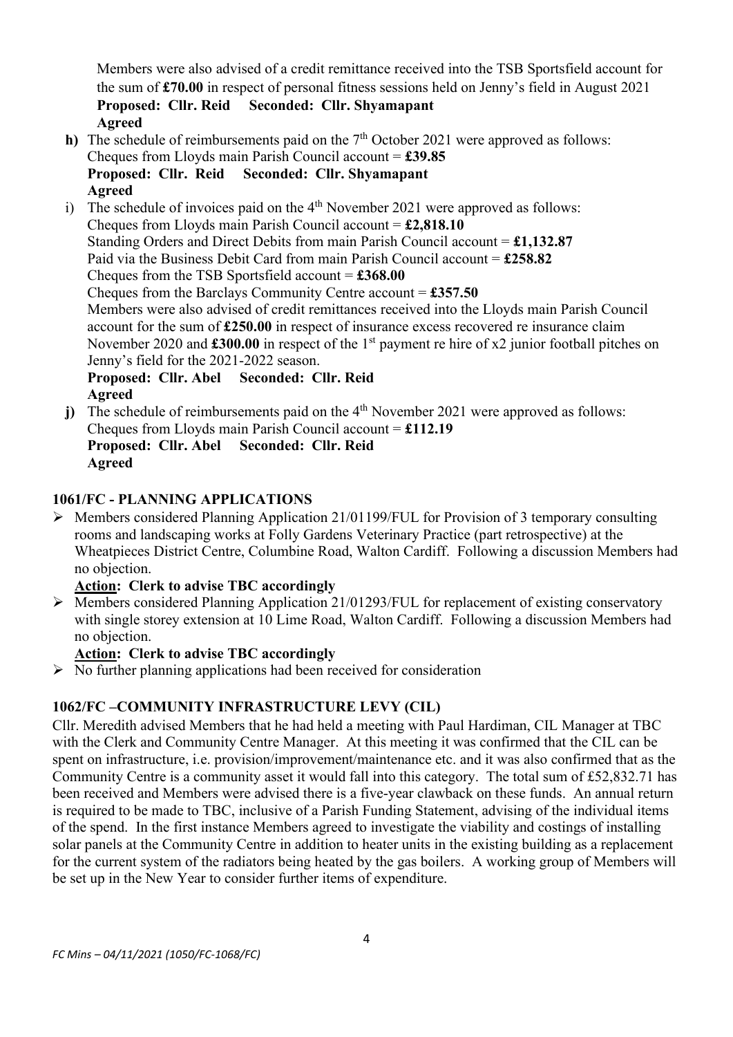Members were also advised of a credit remittance received into the TSB Sportsfield account for the sum of **£70.00** in respect of personal fitness sessions held on Jenny's field in August 2021
**Proposed: Cllr. Reid Seconded: Cllr. Shyamapant**
**Agreed**

**h)** The schedule of reimbursements paid on the 7th October 2021 were approved as follows:
Cheques from Lloyds main Parish Council account = **£39.85**
**Proposed: Cllr. Reid Seconded: Cllr. Shyamapant**
**Agreed**

i) The schedule of invoices paid on the 4th November 2021 were approved as follows:
Cheques from Lloyds main Parish Council account = **£2,818.10**
Standing Orders and Direct Debits from main Parish Council account = **£1,132.87**
Paid via the Business Debit Card from main Parish Council account = **£258.82**
Cheques from the TSB Sportsfield account = **£368.00**
Cheques from the Barclays Community Centre account = **£357.50**
Members were also advised of credit remittances received into the Lloyds main Parish Council account for the sum of **£250.00** in respect of insurance excess recovered re insurance claim November 2020 and **£300.00** in respect of the 1st payment re hire of x2 junior football pitches on Jenny's field for the 2021-2022 season.
**Proposed: Cllr. Abel Seconded: Cllr. Reid**
**Agreed**

**j)** The schedule of reimbursements paid on the 4th November 2021 were approved as follows:
Cheques from Lloyds main Parish Council account = **£112.19**
**Proposed: Cllr. Abel Seconded: Cllr. Reid**
**Agreed**

## 1061/FC - PLANNING APPLICATIONS

- Members considered Planning Application 21/01199/FUL for Provision of 3 temporary consulting rooms and landscaping works at Folly Gardens Veterinary Practice (part retrospective) at the Wheatpieces District Centre, Columbine Road, Walton Cardiff. Following a discussion Members had no objection.
  **Action: Clerk to advise TBC accordingly**
- Members considered Planning Application 21/01293/FUL for replacement of existing conservatory with single storey extension at 10 Lime Road, Walton Cardiff. Following a discussion Members had no objection.
  **Action: Clerk to advise TBC accordingly**
- No further planning applications had been received for consideration

## 1062/FC –COMMUNITY INFRASTRUCTURE LEVY (CIL)

Cllr. Meredith advised Members that he had held a meeting with Paul Hardiman, CIL Manager at TBC with the Clerk and Community Centre Manager. At this meeting it was confirmed that the CIL can be spent on infrastructure, i.e. provision/improvement/maintenance etc. and it was also confirmed that as the Community Centre is a community asset it would fall into this category. The total sum of £52,832.71 has been received and Members were advised there is a five-year clawback on these funds. An annual return is required to be made to TBC, inclusive of a Parish Funding Statement, advising of the individual items of the spend. In the first instance Members agreed to investigate the viability and costings of installing solar panels at the Community Centre in addition to heater units in the existing building as a replacement for the current system of the radiators being heated by the gas boilers. A working group of Members will be set up in the New Year to consider further items of expenditure.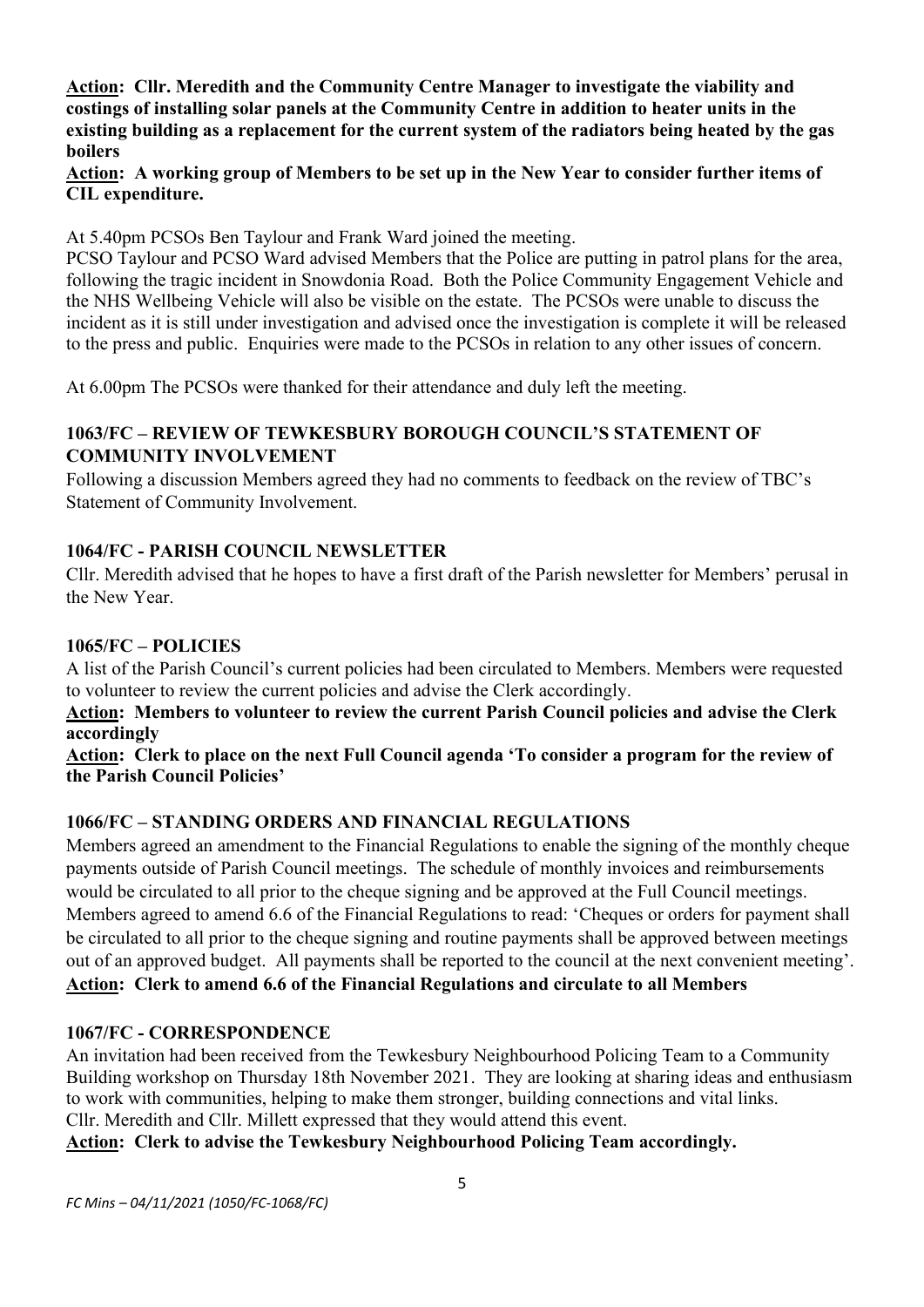**Action: Cllr. Meredith and the Community Centre Manager to investigate the viability and costings of installing solar panels at the Community Centre in addition to heater units in the existing building as a replacement for the current system of the radiators being heated by the gas boilers**

**Action: A working group of Members to be set up in the New Year to consider further items of CIL expenditure.**

At 5.40pm PCSOs Ben Taylour and Frank Ward joined the meeting.

PCSO Taylour and PCSO Ward advised Members that the Police are putting in patrol plans for the area, following the tragic incident in Snowdonia Road. Both the Police Community Engagement Vehicle and the NHS Wellbeing Vehicle will also be visible on the estate. The PCSOs were unable to discuss the incident as it is still under investigation and advised once the investigation is complete it will be released to the press and public. Enquiries were made to the PCSOs in relation to any other issues of concern.

At 6.00pm The PCSOs were thanked for their attendance and duly left the meeting.

## 1063/FC – REVIEW OF TEWKESBURY BOROUGH COUNCIL'S STATEMENT OF COMMUNITY INVOLVEMENT

Following a discussion Members agreed they had no comments to feedback on the review of TBC's Statement of Community Involvement.

## 1064/FC - PARISH COUNCIL NEWSLETTER

Cllr. Meredith advised that he hopes to have a first draft of the Parish newsletter for Members' perusal in the New Year.

## 1065/FC – POLICIES

A list of the Parish Council's current policies had been circulated to Members. Members were requested to volunteer to review the current policies and advise the Clerk accordingly.

**Action: Members to volunteer to review the current Parish Council policies and advise the Clerk accordingly**

**Action: Clerk to place on the next Full Council agenda 'To consider a program for the review of the Parish Council Policies'**

## 1066/FC – STANDING ORDERS AND FINANCIAL REGULATIONS

Members agreed an amendment to the Financial Regulations to enable the signing of the monthly cheque payments outside of Parish Council meetings. The schedule of monthly invoices and reimbursements would be circulated to all prior to the cheque signing and be approved at the Full Council meetings. Members agreed to amend 6.6 of the Financial Regulations to read: 'Cheques or orders for payment shall be circulated to all prior to the cheque signing and routine payments shall be approved between meetings out of an approved budget. All payments shall be reported to the council at the next convenient meeting'.

**Action: Clerk to amend 6.6 of the Financial Regulations and circulate to all Members**

## 1067/FC - CORRESPONDENCE

An invitation had been received from the Tewkesbury Neighbourhood Policing Team to a Community Building workshop on Thursday 18th November 2021. They are looking at sharing ideas and enthusiasm to work with communities, helping to make them stronger, building connections and vital links.

Cllr. Meredith and Cllr. Millett expressed that they would attend this event.

**Action: Clerk to advise the Tewkesbury Neighbourhood Policing Team accordingly.**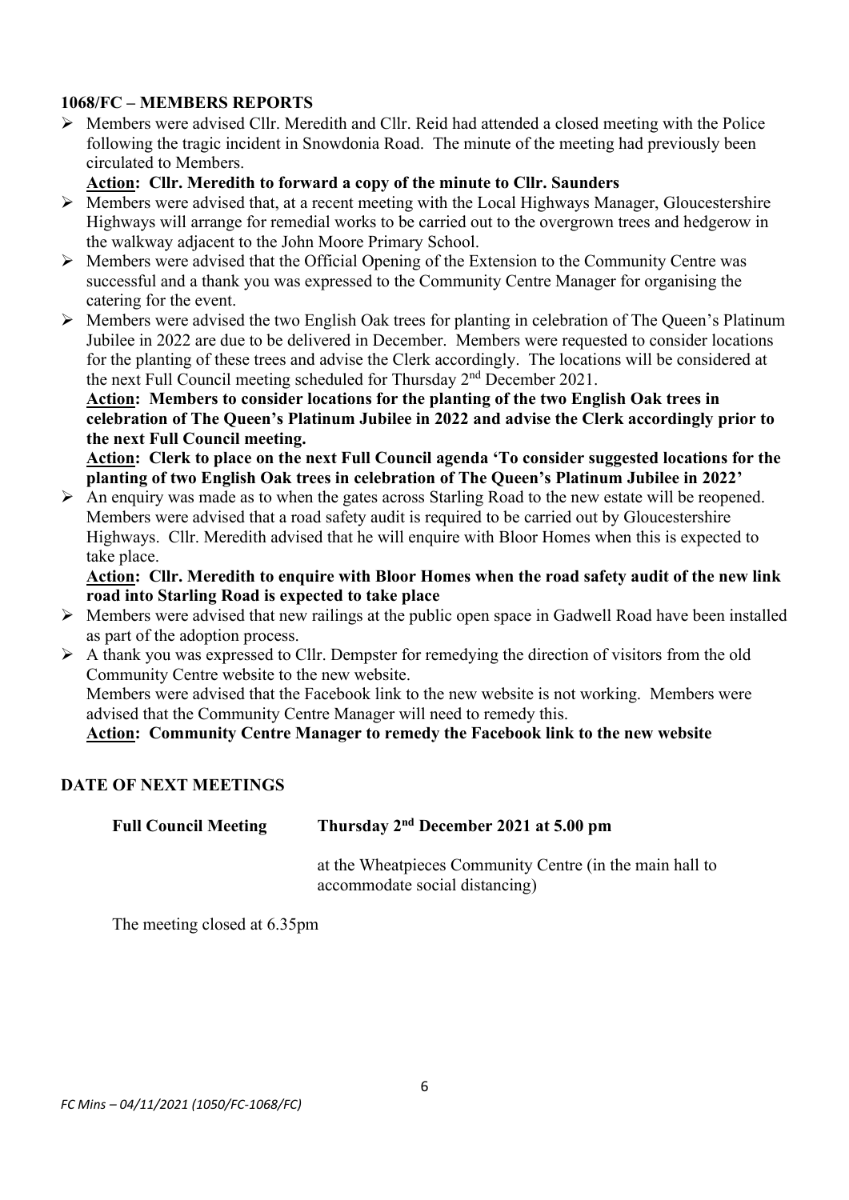### 1068/FC – MEMBERS REPORTS

- Members were advised Cllr. Meredith and Cllr. Reid had attended a closed meeting with the Police following the tragic incident in Snowdonia Road. The minute of the meeting had previously been circulated to Members.

  **Action: Cllr. Meredith to forward a copy of the minute to Cllr. Saunders**
- Members were advised that, at a recent meeting with the Local Highways Manager, Gloucestershire Highways will arrange for remedial works to be carried out to the overgrown trees and hedgerow in the walkway adjacent to the John Moore Primary School.
- Members were advised that the Official Opening of the Extension to the Community Centre was successful and a thank you was expressed to the Community Centre Manager for organising the catering for the event.
- Members were advised the two English Oak trees for planting in celebration of The Queen's Platinum Jubilee in 2022 are due to be delivered in December. Members were requested to consider locations for the planting of these trees and advise the Clerk accordingly. The locations will be considered at the next Full Council meeting scheduled for Thursday 2nd December 2021.

  **Action: Members to consider locations for the planting of the two English Oak trees in celebration of The Queen's Platinum Jubilee in 2022 and advise the Clerk accordingly prior to the next Full Council meeting.**

  **Action: Clerk to place on the next Full Council agenda 'To consider suggested locations for the planting of two English Oak trees in celebration of The Queen's Platinum Jubilee in 2022'**
- An enquiry was made as to when the gates across Starling Road to the new estate will be reopened. Members were advised that a road safety audit is required to be carried out by Gloucestershire Highways. Cllr. Meredith advised that he will enquire with Bloor Homes when this is expected to take place.

  **Action: Cllr. Meredith to enquire with Bloor Homes when the road safety audit of the new link road into Starling Road is expected to take place**
- Members were advised that new railings at the public open space in Gadwell Road have been installed as part of the adoption process.
- A thank you was expressed to Cllr. Dempster for remedying the direction of visitors from the old Community Centre website to the new website.

  Members were advised that the Facebook link to the new website is not working. Members were advised that the Community Centre Manager will need to remedy this.

  **Action: Community Centre Manager to remedy the Facebook link to the new website**

### DATE OF NEXT MEETINGS

**Full Council Meeting** **Thursday 2nd December 2021 at 5.00 pm**

at the Wheatpieces Community Centre (in the main hall to accommodate social distancing)

The meeting closed at 6.35pm

*FC Mins – 04/11/2021 (1050/FC-1068/FC)*